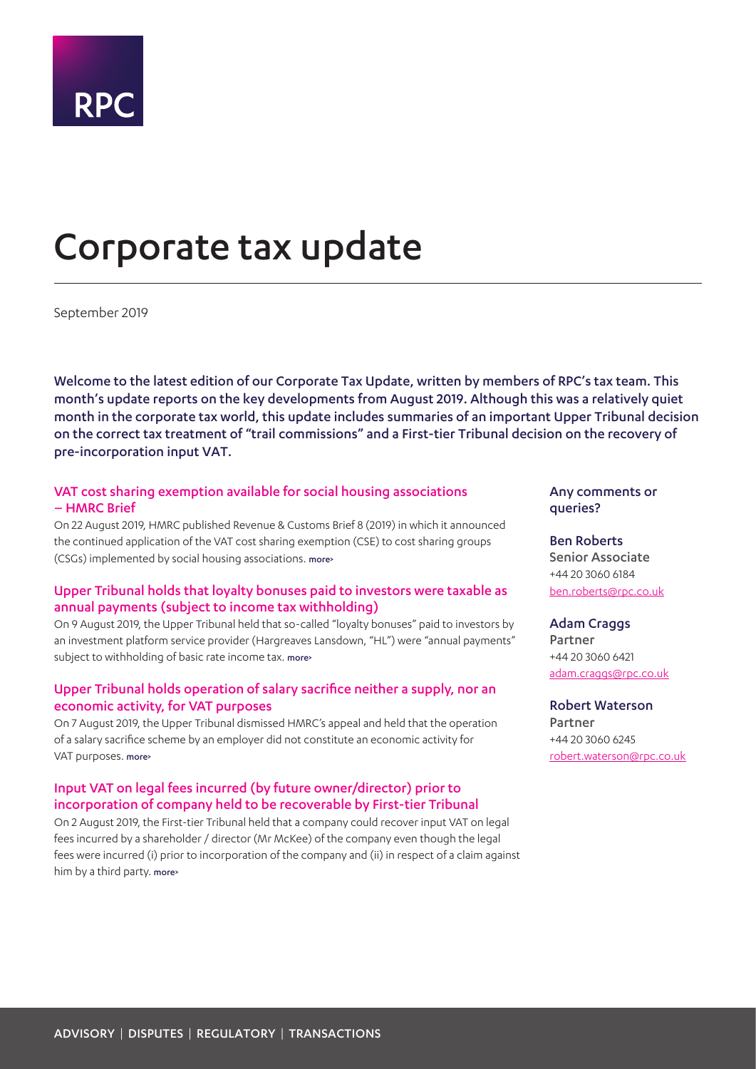RPC

# Corporate tax update

September 2019

**Welcome to the latest edition of our Corporate Tax Update, written by members of RPC's tax team. This month's update reports on the key developments from August 2019. Although this was a relatively quiet month in the corporate tax world, this update includes summaries of an important Upper Tribunal decision on the correct tax treatment of "trail commissions" and a First-tier Tribunal decision on the recovery of pre-incorporation input VAT.**

### VAT cost sharing exemption available for social housing associations – HMRC Brief

On 22 August 2019, HMRC published Revenue & Customs Brief 8 (2019) in which it announced the continued application of the VAT cost sharing exemption (CSE) to cost sharing groups (CSGs) implemented by social housing associations. more›

### Upper Tribunal holds that loyalty bonuses paid to investors were taxable as annual payments (subject to income tax withholding)

On 9 August 2019, the Upper Tribunal held that so-called "loyalty bonuses" paid to investors by an investment platform service provider (Hargreaves Lansdown, "HL") were "annual payments" subject to withholding of basic rate income tax. more›

### Upper Tribunal holds operation of salary sacrifice neither a supply, nor an economic activity, for VAT purposes

On 7 August 2019, the Upper Tribunal dismissed HMRC's appeal and held that the operation of a salary sacrifice scheme by an employer did not constitute an economic activity for VAT purposes. more›

### Input VAT on legal fees incurred (by future owner/director) prior to incorporation of company held to be recoverable by First-tier Tribunal

On 2 August 2019, the First-tier Tribunal held that a company could recover input VAT on legal fees incurred by a shareholder / director (Mr McKee) of the company even though the legal fees were incurred (i) prior to incorporation of the company and (ii) in respect of a claim against him by a third party. more›

**Any comments or queries?**

**Ben Roberts**
Senior Associate
+44 20 3060 6184
ben.roberts@rpc.co.uk

**Adam Craggs**
Partner
+44 20 3060 6421
adam.craggs@rpc.co.uk

**Robert Waterson**
Partner
+44 20 3060 6245
robert.waterson@rpc.co.uk

ADVISORY | DISPUTES | REGULATORY | TRANSACTIONS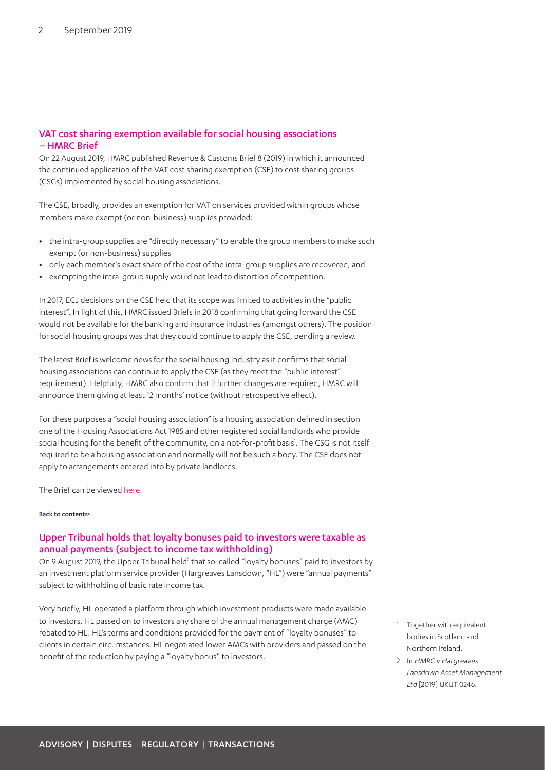## VAT cost sharing exemption available for social housing associations – HMRC Brief

On 22 August 2019, HMRC published Revenue & Customs Brief 8 (2019) in which it announced the continued application of the VAT cost sharing exemption (CSE) to cost sharing groups (CSGs) implemented by social housing associations.

The CSE, broadly, provides an exemption for VAT on services provided within groups whose members make exempt (or non-business) supplies provided:

- the intra-group supplies are "directly necessary" to enable the group members to make such exempt (or non-business) supplies
- only each member's exact share of the cost of the intra-group supplies are recovered, and
- exempting the intra-group supply would not lead to distortion of competition.

In 2017, ECJ decisions on the CSE held that its scope was limited to activities in the "public interest". In light of this, HMRC issued Briefs in 2018 confirming that going forward the CSE would not be available for the banking and insurance industries (amongst others). The position for social housing groups was that they could continue to apply the CSE, pending a review.

The latest Brief is welcome news for the social housing industry as it confirms that social housing associations can continue to apply the CSE (as they meet the "public interest" requirement). Helpfully, HMRC also confirm that if further changes are required, HMRC will announce them giving at least 12 months' notice (without retrospective effect).

For these purposes a "social housing association" is a housing association defined in section one of the Housing Associations Act 1985 and other registered social landlords who provide social housing for the benefit of the community, on a not-for-profit basis[1]. The CSG is not itself required to be a housing association and normally will not be such a body. The CSE does not apply to arrangements entered into by private landlords.

The Brief can be viewed here.

Back to contents>

## Upper Tribunal holds that loyalty bonuses paid to investors were taxable as annual payments (subject to income tax withholding)

On 9 August 2019, the Upper Tribunal held[2] that so-called "loyalty bonuses" paid to investors by an investment platform service provider (Hargreaves Lansdown, "HL") were "annual payments" subject to withholding of basic rate income tax.

Very briefly, HL operated a platform through which investment products were made available to investors. HL passed on to investors any share of the annual management charge (AMC) rebated to HL. HL's terms and conditions provided for the payment of "loyalty bonuses" to clients in certain circumstances. HL negotiated lower AMCs with providers and passed on the benefit of the reduction by paying a "loyalty bonus" to investors.

1. Together with equivalent bodies in Scotland and Northern Ireland.
2. In *HMRC v Hargreaves Lansdown Asset Management Ltd* [2019] UKUT 0246.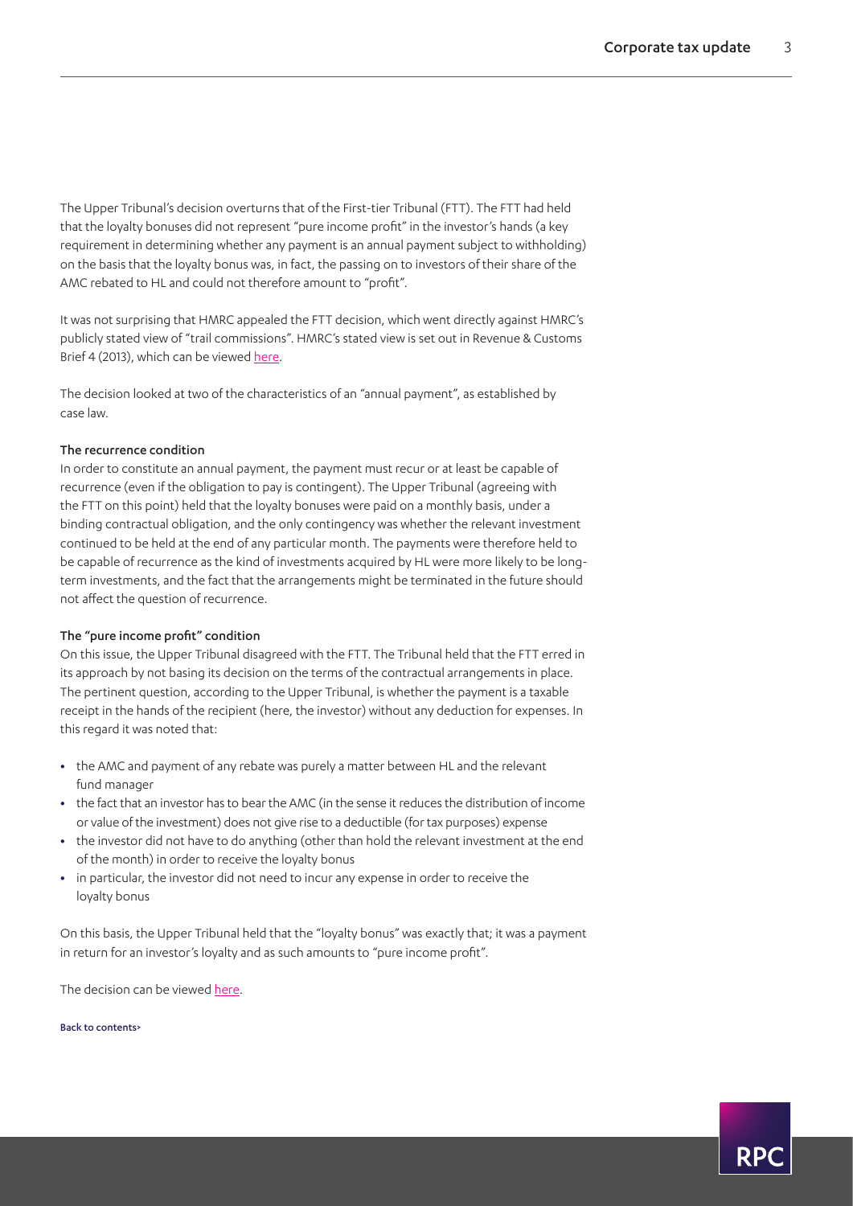The Upper Tribunal's decision overturns that of the First-tier Tribunal (FTT). The FTT had held that the loyalty bonuses did not represent "pure income profit" in the investor's hands (a key requirement in determining whether any payment is an annual payment subject to withholding) on the basis that the loyalty bonus was, in fact, the passing on to investors of their share of the AMC rebated to HL and could not therefore amount to "profit".

It was not surprising that HMRC appealed the FTT decision, which went directly against HMRC's publicly stated view of "trail commissions". HMRC's stated view is set out in Revenue & Customs Brief 4 (2013), which can be viewed here.

The decision looked at two of the characteristics of an "annual payment", as established by case law.

### The recurrence condition

In order to constitute an annual payment, the payment must recur or at least be capable of recurrence (even if the obligation to pay is contingent). The Upper Tribunal (agreeing with the FTT on this point) held that the loyalty bonuses were paid on a monthly basis, under a binding contractual obligation, and the only contingency was whether the relevant investment continued to be held at the end of any particular month. The payments were therefore held to be capable of recurrence as the kind of investments acquired by HL were more likely to be long-term investments, and the fact that the arrangements might be terminated in the future should not affect the question of recurrence.

### The "pure income profit" condition

On this issue, the Upper Tribunal disagreed with the FTT. The Tribunal held that the FTT erred in its approach by not basing its decision on the terms of the contractual arrangements in place. The pertinent question, according to the Upper Tribunal, is whether the payment is a taxable receipt in the hands of the recipient (here, the investor) without any deduction for expenses. In this regard it was noted that:

- the AMC and payment of any rebate was purely a matter between HL and the relevant fund manager
- the fact that an investor has to bear the AMC (in the sense it reduces the distribution of income or value of the investment) does not give rise to a deductible (for tax purposes) expense
- the investor did not have to do anything (other than hold the relevant investment at the end of the month) in order to receive the loyalty bonus
- in particular, the investor did not need to incur any expense in order to receive the loyalty bonus

On this basis, the Upper Tribunal held that the "loyalty bonus" was exactly that; it was a payment in return for an investor's loyalty and as such amounts to "pure income profit".

The decision can be viewed here.

Back to contents>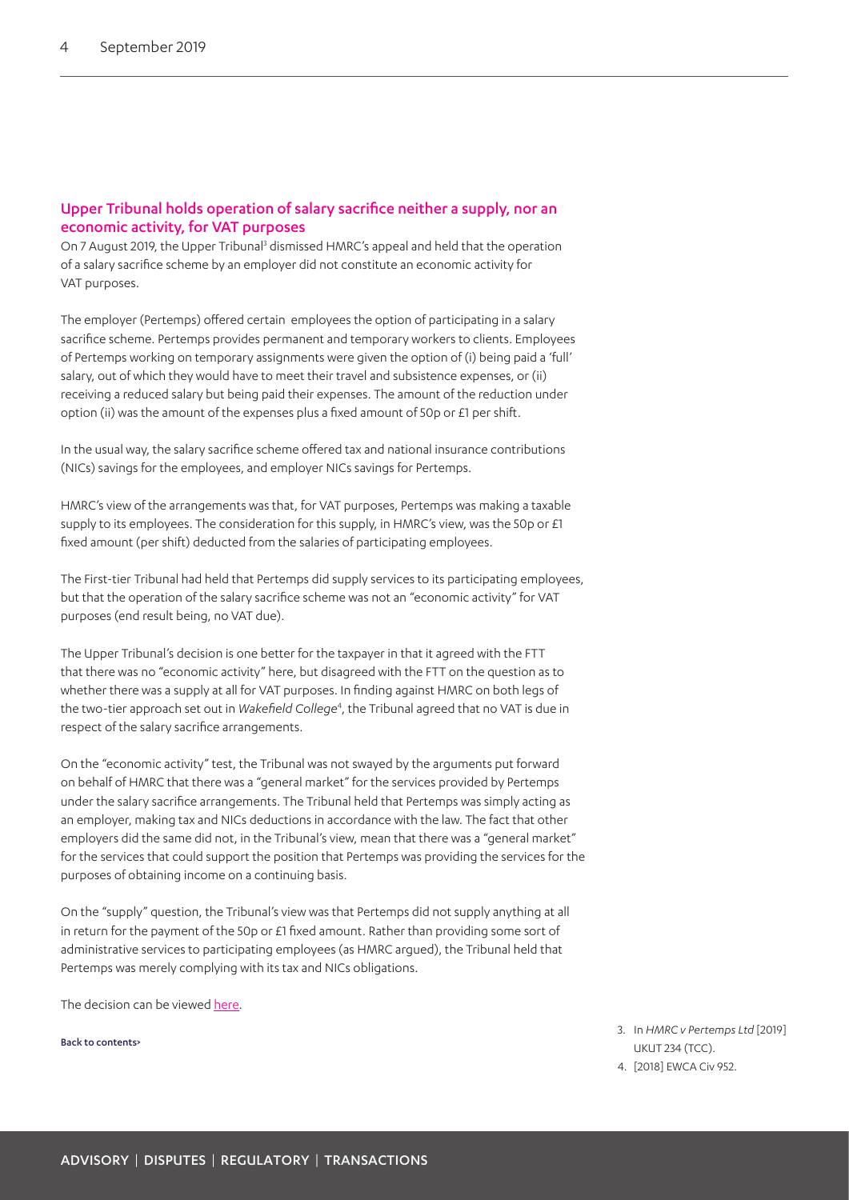## Upper Tribunal holds operation of salary sacrifice neither a supply, nor an economic activity, for VAT purposes

On 7 August 2019, the Upper Tribunal[3] dismissed HMRC's appeal and held that the operation of a salary sacrifice scheme by an employer did not constitute an economic activity for VAT purposes.

The employer (Pertemps) offered certain employees the option of participating in a salary sacrifice scheme. Pertemps provides permanent and temporary workers to clients. Employees of Pertemps working on temporary assignments were given the option of (i) being paid a 'full' salary, out of which they would have to meet their travel and subsistence expenses, or (ii) receiving a reduced salary but being paid their expenses. The amount of the reduction under option (ii) was the amount of the expenses plus a fixed amount of 50p or £1 per shift.

In the usual way, the salary sacrifice scheme offered tax and national insurance contributions (NICs) savings for the employees, and employer NICs savings for Pertemps.

HMRC's view of the arrangements was that, for VAT purposes, Pertemps was making a taxable supply to its employees. The consideration for this supply, in HMRC's view, was the 50p or £1 fixed amount (per shift) deducted from the salaries of participating employees.

The First-tier Tribunal had held that Pertemps did supply services to its participating employees, but that the operation of the salary sacrifice scheme was not an "economic activity" for VAT purposes (end result being, no VAT due).

The Upper Tribunal's decision is one better for the taxpayer in that it agreed with the FTT that there was no "economic activity" here, but disagreed with the FTT on the question as to whether there was a supply at all for VAT purposes. In finding against HMRC on both legs of the two-tier approach set out in *Wakefield College*[4], the Tribunal agreed that no VAT is due in respect of the salary sacrifice arrangements.

On the "economic activity" test, the Tribunal was not swayed by the arguments put forward on behalf of HMRC that there was a "general market" for the services provided by Pertemps under the salary sacrifice arrangements. The Tribunal held that Pertemps was simply acting as an employer, making tax and NICs deductions in accordance with the law. The fact that other employers did the same did not, in the Tribunal's view, mean that there was a "general market" for the services that could support the position that Pertemps was providing the services for the purposes of obtaining income on a continuing basis.

On the "supply" question, the Tribunal's view was that Pertemps did not supply anything at all in return for the payment of the 50p or £1 fixed amount. Rather than providing some sort of administrative services to participating employees (as HMRC argued), the Tribunal held that Pertemps was merely complying with its tax and NICs obligations.

The decision can be viewed here.

Back to contents>

3. In *HMRC v Pertemps Ltd* [2019] UKUT 234 (TCC).
4. [2018] EWCA Civ 952.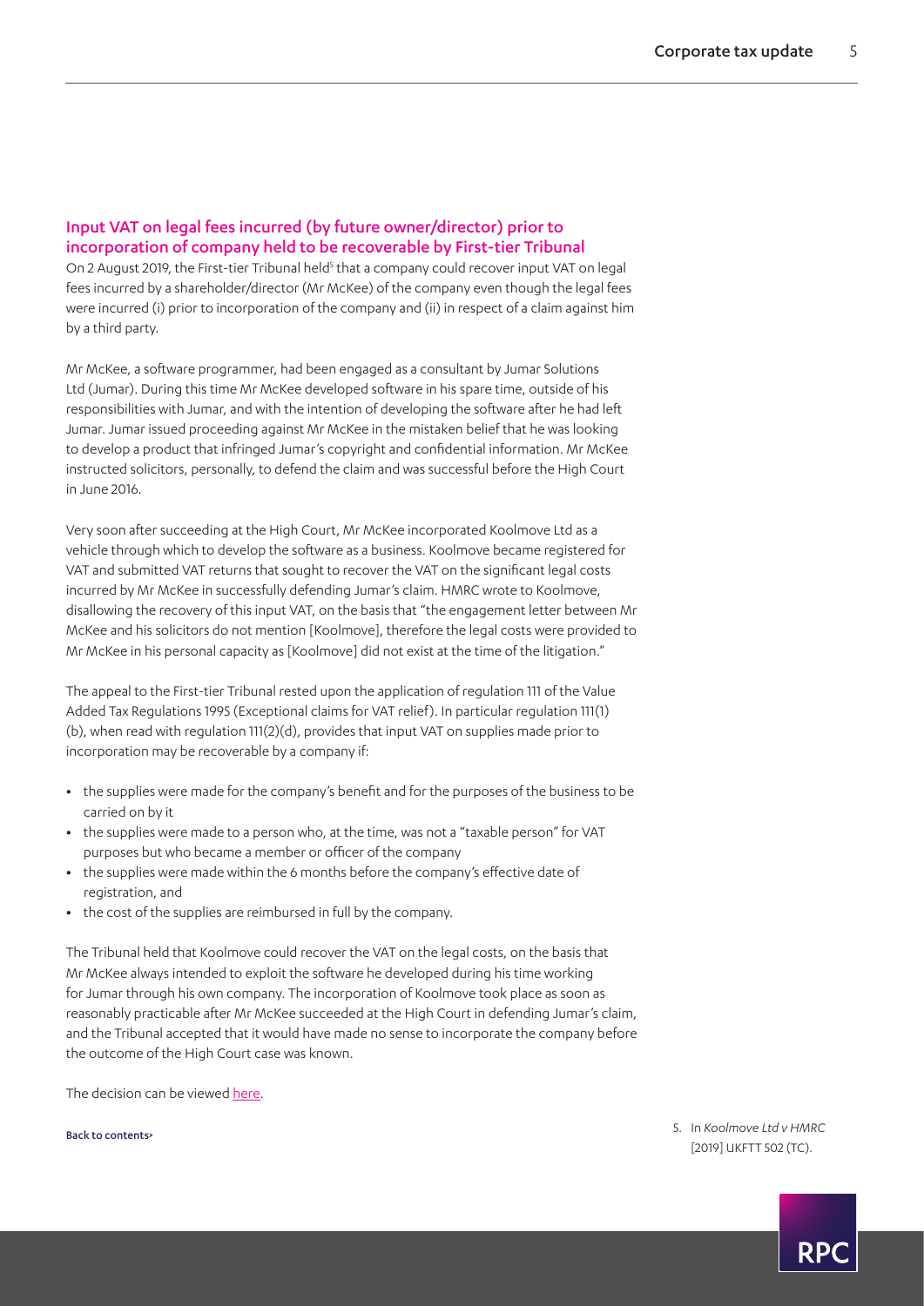## Input VAT on legal fees incurred (by future owner/director) prior to incorporation of company held to be recoverable by First-tier Tribunal

On 2 August 2019, the First-tier Tribunal held[5] that a company could recover input VAT on legal fees incurred by a shareholder/director (Mr McKee) of the company even though the legal fees were incurred (i) prior to incorporation of the company and (ii) in respect of a claim against him by a third party.

Mr McKee, a software programmer, had been engaged as a consultant by Jumar Solutions Ltd (Jumar). During this time Mr McKee developed software in his spare time, outside of his responsibilities with Jumar, and with the intention of developing the software after he had left Jumar. Jumar issued proceeding against Mr McKee in the mistaken belief that he was looking to develop a product that infringed Jumar's copyright and confidential information. Mr McKee instructed solicitors, personally, to defend the claim and was successful before the High Court in June 2016.

Very soon after succeeding at the High Court, Mr McKee incorporated Koolmove Ltd as a vehicle through which to develop the software as a business. Koolmove became registered for VAT and submitted VAT returns that sought to recover the VAT on the significant legal costs incurred by Mr McKee in successfully defending Jumar's claim. HMRC wrote to Koolmove, disallowing the recovery of this input VAT, on the basis that "the engagement letter between Mr McKee and his solicitors do not mention [Koolmove], therefore the legal costs were provided to Mr McKee in his personal capacity as [Koolmove] did not exist at the time of the litigation."

The appeal to the First-tier Tribunal rested upon the application of regulation 111 of the Value Added Tax Regulations 1995 (Exceptional claims for VAT relief). In particular regulation 111(1)(b), when read with regulation 111(2)(d), provides that input VAT on supplies made prior to incorporation may be recoverable by a company if:

- the supplies were made for the company's benefit and for the purposes of the business to be carried on by it
- the supplies were made to a person who, at the time, was not a "taxable person" for VAT purposes but who became a member or officer of the company
- the supplies were made within the 6 months before the company's effective date of registration, and
- the cost of the supplies are reimbursed in full by the company.

The Tribunal held that Koolmove could recover the VAT on the legal costs, on the basis that Mr McKee always intended to exploit the software he developed during his time working for Jumar through his own company. The incorporation of Koolmove took place as soon as reasonably practicable after Mr McKee succeeded at the High Court in defending Jumar's claim, and the Tribunal accepted that it would have made no sense to incorporate the company before the outcome of the High Court case was known.

The decision can be viewed here.

Back to contents>

5. In *Koolmove Ltd v HMRC* [2019] UKFTT 502 (TC).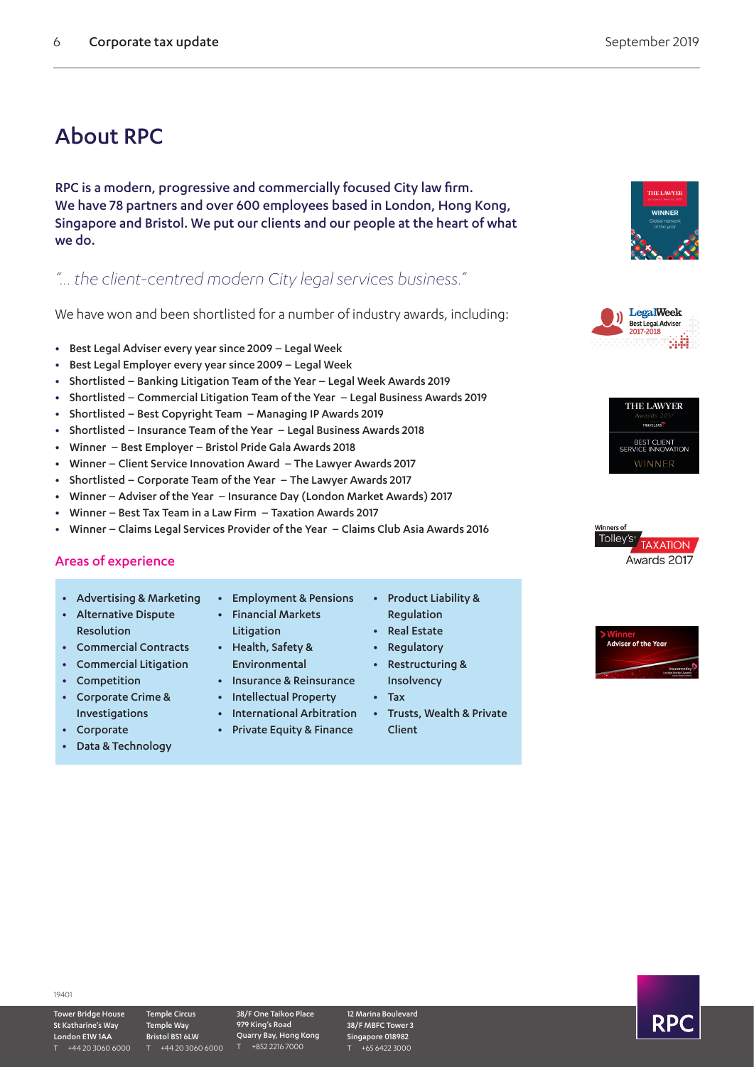# About RPC

RPC is a modern, progressive and commercially focused City law firm. We have 78 partners and over 600 employees based in London, Hong Kong, Singapore and Bristol. We put our clients and our people at the heart of what we do.

*"... the client-centred modern City legal services business."*

We have won and been shortlisted for a number of industry awards, including:

- Best Legal Adviser every year since 2009 – Legal Week
- Best Legal Employer every year since 2009 – Legal Week
- Shortlisted – Banking Litigation Team of the Year – Legal Week Awards 2019
- Shortlisted – Commercial Litigation Team of the Year – Legal Business Awards 2019
- Shortlisted – Best Copyright Team – Managing IP Awards 2019
- Shortlisted – Insurance Team of the Year – Legal Business Awards 2018
- Winner – Best Employer – Bristol Pride Gala Awards 2018
- Winner – Client Service Innovation Award – The Lawyer Awards 2017
- Shortlisted – Corporate Team of the Year – The Lawyer Awards 2017
- Winner – Adviser of the Year – Insurance Day (London Market Awards) 2017
- Winner – Best Tax Team in a Law Firm – Taxation Awards 2017
- Winner – Claims Legal Services Provider of the Year – Claims Club Asia Awards 2016

## Areas of experience

- Advertising & Marketing
- Alternative Dispute Resolution
- Commercial Contracts
- Commercial Litigation
- Competition
- Corporate Crime & Investigations
- Corporate
- Data & Technology
- Employment & Pensions
- Financial Markets Litigation
- Health, Safety & Environmental
- Insurance & Reinsurance
- Intellectual Property
- International Arbitration
- Private Equity & Finance
- Product Liability & Regulation
- Real Estate
- Regulatory
- Restructuring & Insolvency
- Tax
- Trusts, Wealth & Private Client

19401

Tower Bridge House
St Katharine's Way
London E1W 1AA
T +44 20 3060 6000

Temple Circus
Temple Way
Bristol BS1 6LW
T +44 20 3060 6000

38/F One Taikoo Place
979 King's Road
Quarry Bay, Hong Kong
T +852 2216 7000

12 Marina Boulevard
38/F MBFC Tower 3
Singapore 018982
T +65 6422 3000